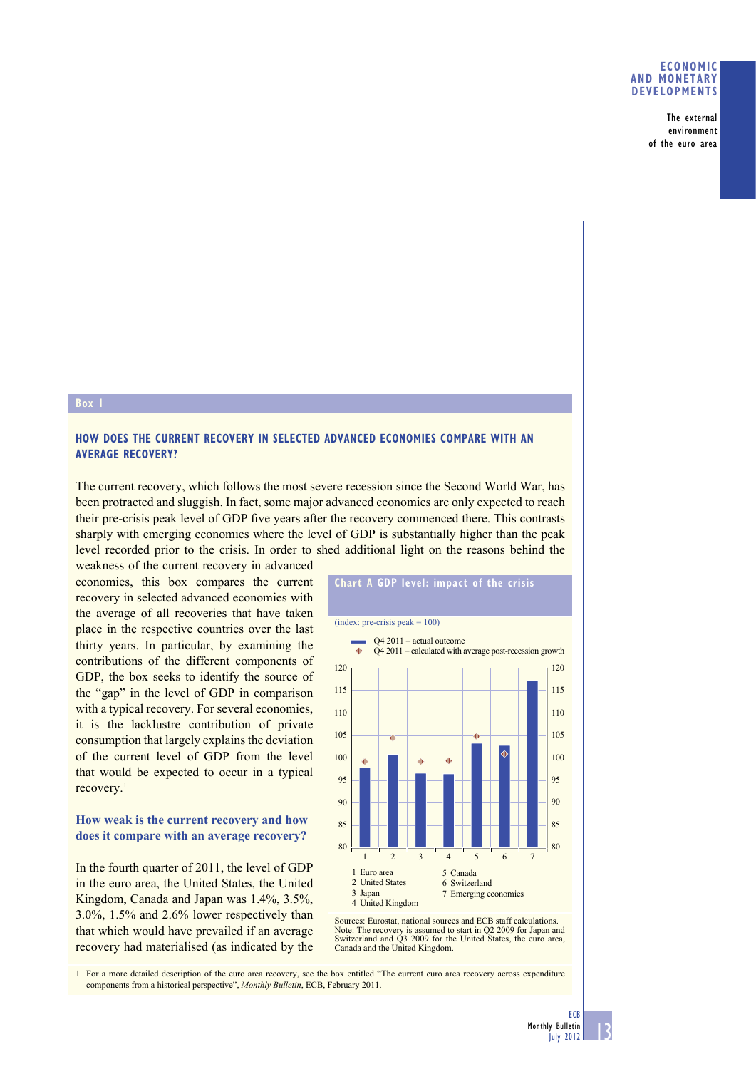## Box 1

### HOW DOES THE CURRENT RECOVERY IN SELECTED ADVANCED ECONOMIES COMPARE WITH AN AVERAGE RECOVERY?

The current recovery, which follows the most severe recession since the Second World War, has been protracted and sluggish. In fact, some major advanced economies are only expected to reach their pre-crisis peak level of GDP five years after the recovery commenced there. This contrasts sharply with emerging economies where the level of GDP is substantially higher than the peak level recorded prior to the crisis. In order to shed additional light on the reasons behind the weakness of the current recovery in advanced economies, this box compares the current recovery in selected advanced economies with the average of all recoveries that have taken place in the respective countries over the last thirty years. In particular, by examining the contributions of the different components of GDP, the box seeks to identify the source of the "gap" in the level of GDP in comparison with a typical recovery. For several economies, it is the lacklustre contribution of private consumption that largely explains the deviation of the current level of GDP from the level that would be expected to occur in a typical recovery.[1]

**Chart A GDP level: impact of the crisis**

(index: pre-crisis peak = 100)

- Q4 2011 – actual outcome
- Q4 2011 – calculated with average post-recession growth

1 Euro area
2 United States
3 Japan
4 United Kingdom
5 Canada
6 Switzerland
7 Emerging economies

Sources: Eurostat, national sources and ECB staff calculations.
Note: The recovery is assumed to start in Q2 2009 for Japan and Switzerland and Q3 2009 for the United States, the euro area, Canada and the United Kingdom.

#### How weak is the current recovery and how does it compare with an average recovery?

In the fourth quarter of 2011, the level of GDP in the euro area, the United States, the United Kingdom, Canada and Japan was 1.4%, 3.5%, 3.0%, 1.5% and 2.6% lower respectively than that which would have prevailed if an average recovery had materialised (as indicated by the

1 For a more detailed description of the euro area recovery, see the box entitled "The current euro area recovery across expenditure components from a historical perspective", *Monthly Bulletin*, ECB, February 2011.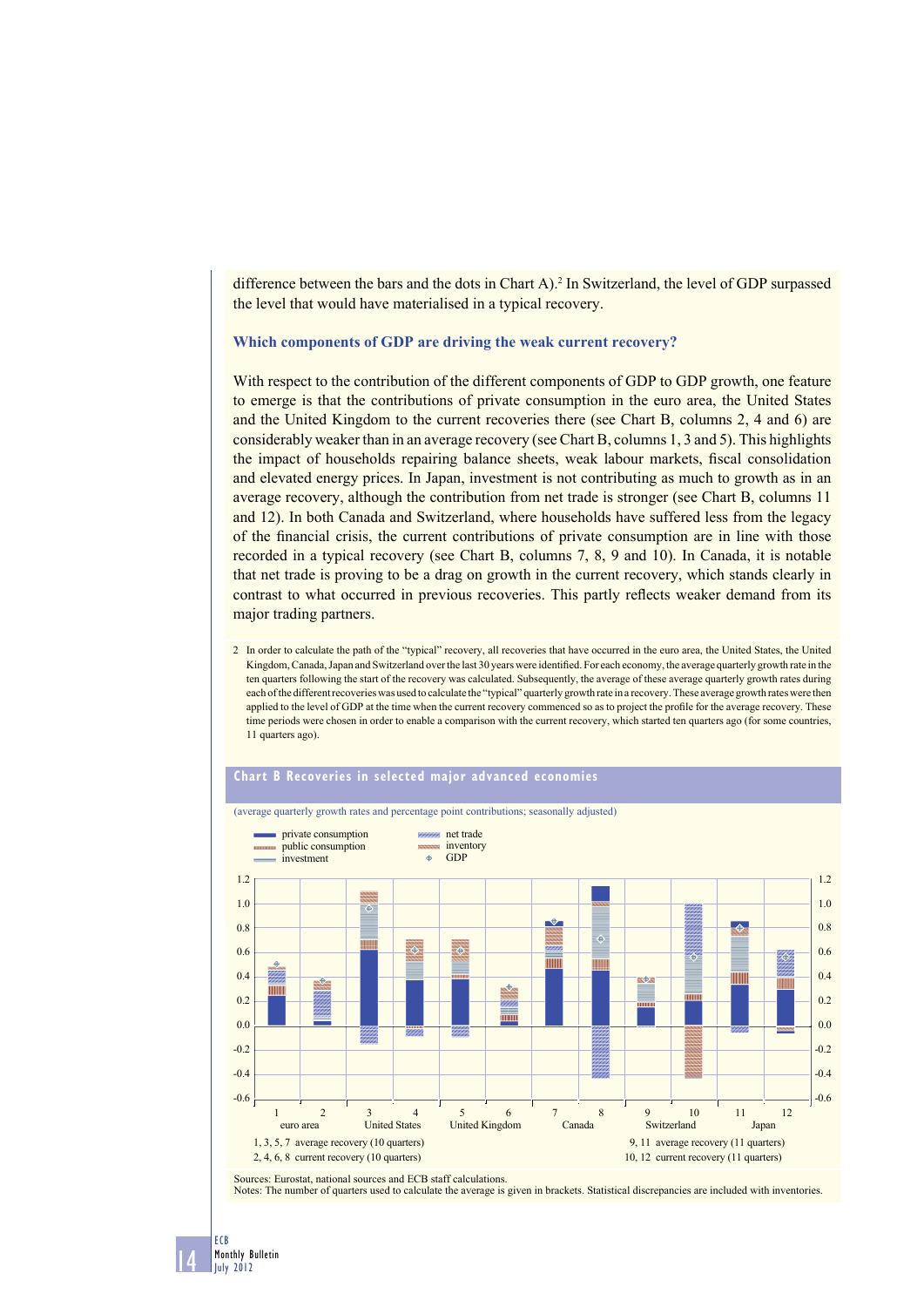difference between the bars and the dots in Chart A).[2] In Switzerland, the level of GDP surpassed the level that would have materialised in a typical recovery.

### Which components of GDP are driving the weak current recovery?

With respect to the contribution of the different components of GDP to GDP growth, one feature to emerge is that the contributions of private consumption in the euro area, the United States and the United Kingdom to the current recoveries there (see Chart B, columns 2, 4 and 6) are considerably weaker than in an average recovery (see Chart B, columns 1, 3 and 5). This highlights the impact of households repairing balance sheets, weak labour markets, fiscal consolidation and elevated energy prices. In Japan, investment is not contributing as much to growth as in an average recovery, although the contribution from net trade is stronger (see Chart B, columns 11 and 12). In both Canada and Switzerland, where households have suffered less from the legacy of the financial crisis, the current contributions of private consumption are in line with those recorded in a typical recovery (see Chart B, columns 7, 8, 9 and 10). In Canada, it is notable that net trade is proving to be a drag on growth in the current recovery, which stands clearly in contrast to what occurred in previous recoveries. This partly reflects weaker demand from its major trading partners.

2 In order to calculate the path of the "typical" recovery, all recoveries that have occurred in the euro area, the United States, the United Kingdom, Canada, Japan and Switzerland over the last 30 years were identified. For each economy, the average quarterly growth rate in the ten quarters following the start of the recovery was calculated. Subsequently, the average of these average quarterly growth rates during each of the different recoveries was used to calculate the "typical" quarterly growth rate in a recovery. These average growth rates were then applied to the level of GDP at the time when the current recovery commenced so as to project the profile for the average recovery. These time periods were chosen in order to enable a comparison with the current recovery, which started ten quarters ago (for some countries, 11 quarters ago).

**Chart B Recoveries in selected major advanced economies**

(average quarterly growth rates and percentage point contributions; seasonally adjusted)

Legend: private consumption; public consumption; investment; net trade; inventory; GDP

Columns: 1, 2 euro area; 3, 4 United States; 5, 6 United Kingdom; 7, 8 Canada; 9, 10 Switzerland; 11, 12 Japan

1, 3, 5, 7 average recovery (10 quarters)
2, 4, 6, 8 current recovery (10 quarters)
9, 11 average recovery (11 quarters)
10, 12 current recovery (11 quarters)

Sources: Eurostat, national sources and ECB staff calculations.
Notes: The number of quarters used to calculate the average is given in brackets. Statistical discrepancies are included with inventories.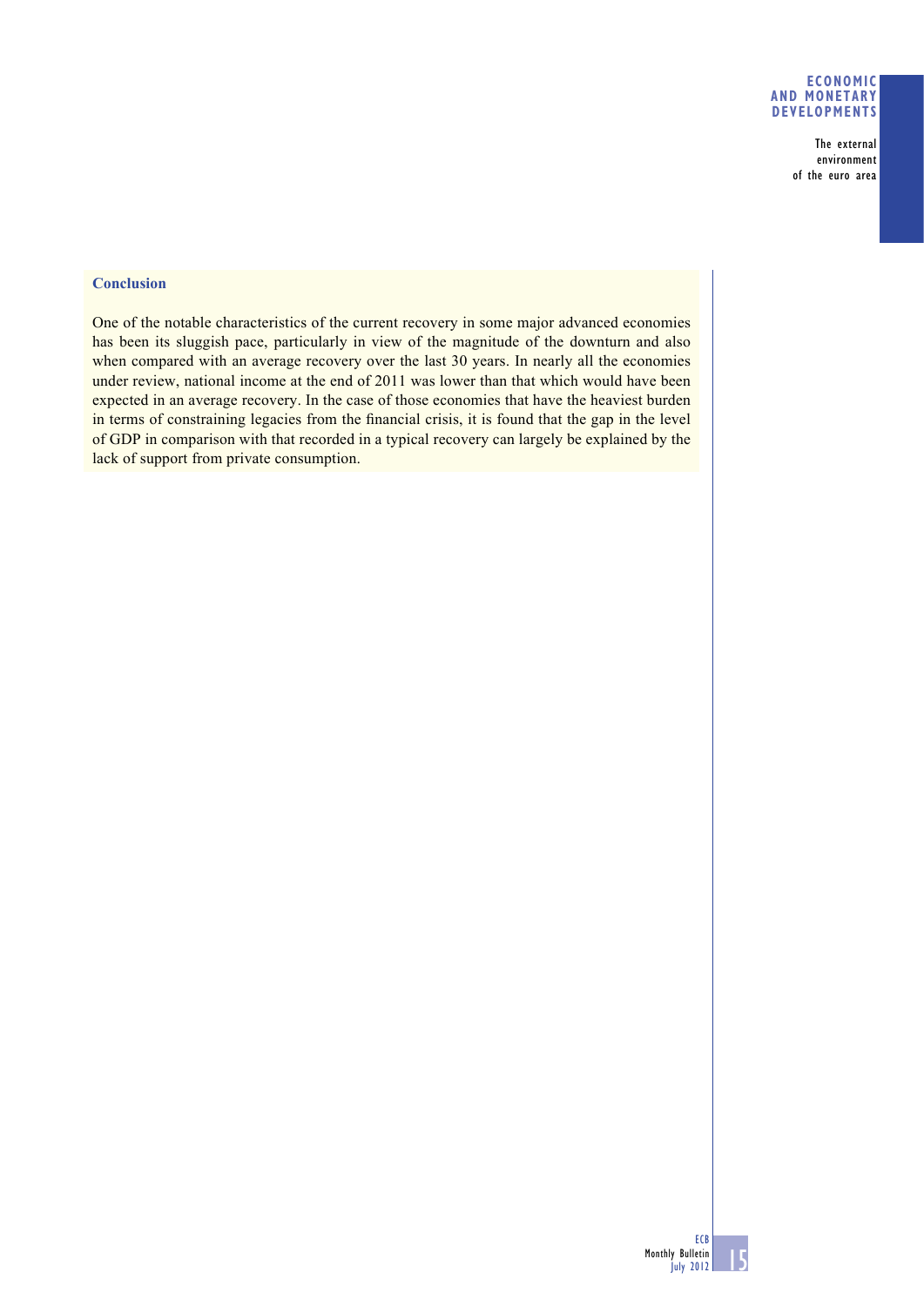### Conclusion

One of the notable characteristics of the current recovery in some major advanced economies has been its sluggish pace, particularly in view of the magnitude of the downturn and also when compared with an average recovery over the last 30 years. In nearly all the economies under review, national income at the end of 2011 was lower than that which would have been expected in an average recovery. In the case of those economies that have the heaviest burden in terms of constraining legacies from the financial crisis, it is found that the gap in the level of GDP in comparison with that recorded in a typical recovery can largely be explained by the lack of support from private consumption.